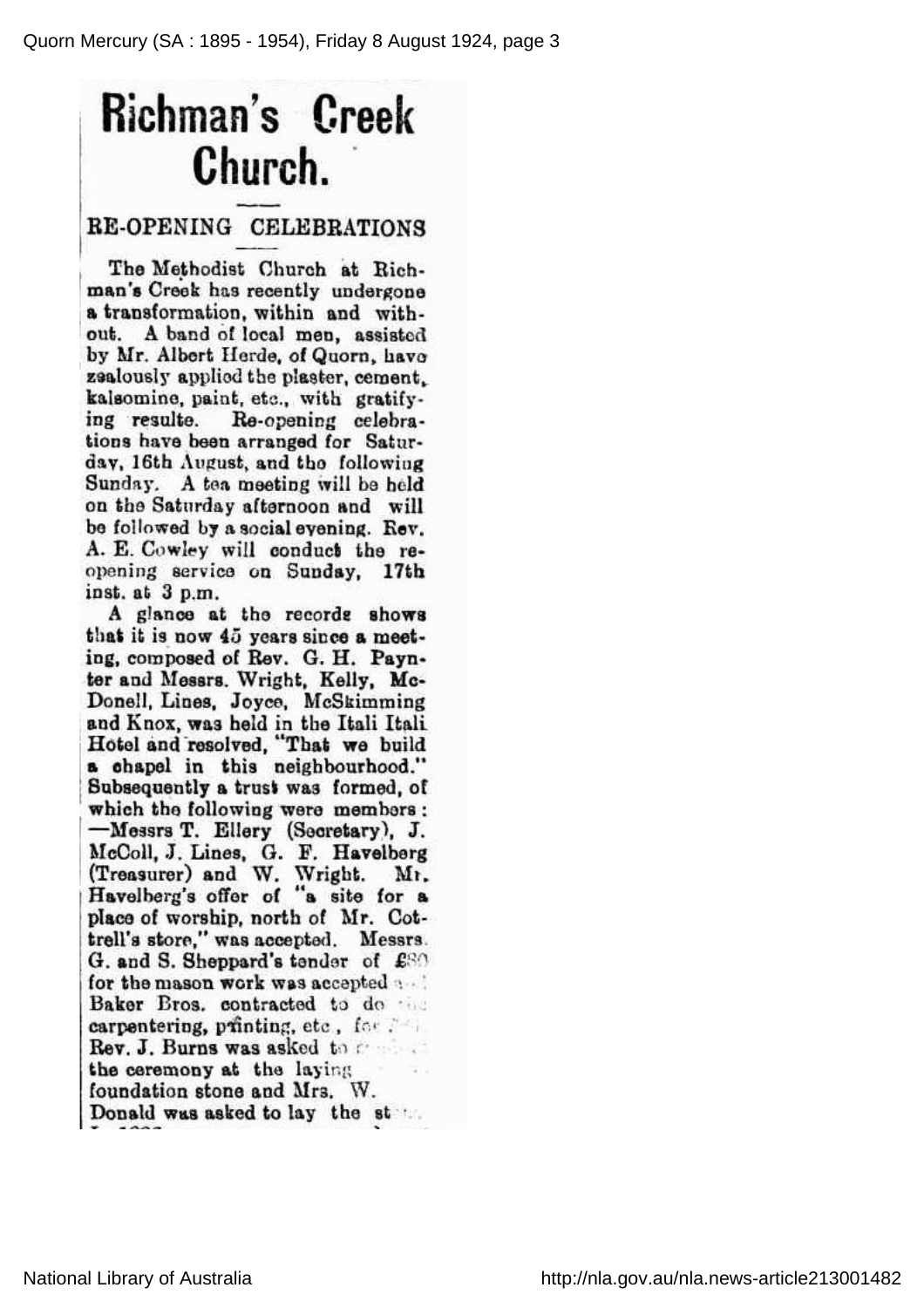# Richman's Creek Church.

## RE-OPENING CELEBRATIONS

The Methodist Church at Richman's Creek has recently undergone a transformation, within and without. A band of local men, assisted by Mr. Albert Herde, of Quorn, have zealously applied the plaster, cement, kalsomine, paint, etc., with gratifying results. Re-opening celebrations have been arranged for Saturday, 16th August, and the following Sunday. A tea meeting will be held on the Saturday afternoon and will be followed by a social evening. Rev. A. E. Cowley will conduct the re-opening service on Sunday, 17th inst. at 3 p.m.

A glance at the records shows that it is now 45 years since a meeting, composed of Rev. G. H. Paynter and Messrs. Wright, Kelly, McDonell, Lines, Joyce, McSkimming and Knox, was held in the Itali Itali Hotel and resolved, "That we build a chapel in this neighbourhood." Subsequently a trust was formed, of which the following were members:—Messrs T. Ellery (Secretary), J. McColl, J. Lines, G. F. Havelberg (Treasurer) and W. Wright. Mr. Havelberg's offer of "a site for a place of worship, north of Mr. Cottrell's store," was accepted. Messrs. G. and S. Sheppard's tender of £80 for the mason work was accepted and Baker Bros. contracted to do the carpentering, painting, etc., for ... Rev. J. Burns was asked to ... the ceremony at the laying ... foundation stone and Mrs. W. Donald was asked to lay the st...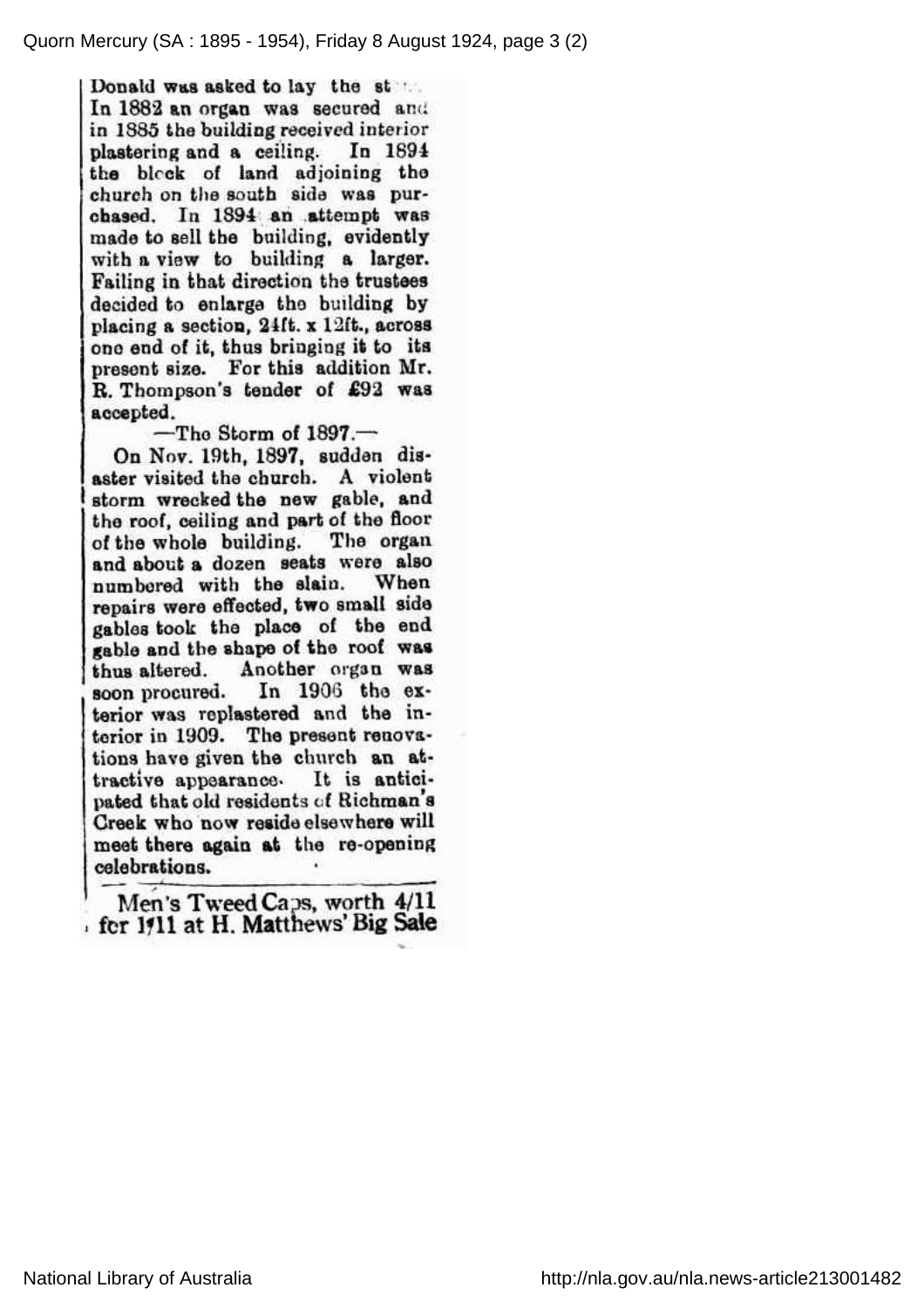Donald was asked to lay the st... In 1882 an organ was secured and in 1885 the building received interior plastering and a ceiling. In 1894 the block of land adjoining the church on the south side was purchased. In 1894 an attempt was made to sell the building, evidently with a view to building a larger. Failing in that direction the trustees decided to enlarge the building by placing a section, 24ft. x 12ft., across one end of it, thus bringing it to its present size. For this addition Mr. R. Thompson's tender of £92 was accepted.

—The Storm of 1897.—

On Nov. 19th, 1897, sudden disaster visited the church. A violent storm wrecked the new gable, and the roof, ceiling and part of the floor of the whole building. The organ and about a dozen seats were also numbered with the slain. When repairs were effected, two small side gables took the place of the end gable and the shape of the roof was thus altered. Another organ was soon procured. In 1906 the exterior was replastered and the interior in 1909. The present renovations have given the church an attractive appearance. It is anticipated that old residents of Richman's Creek who now reside elsewhere will meet there again at the re-opening celebrations.

---

**Men's Tweed Caps, worth 4/11 for 1/11 at H. Matthews' Big Sale**